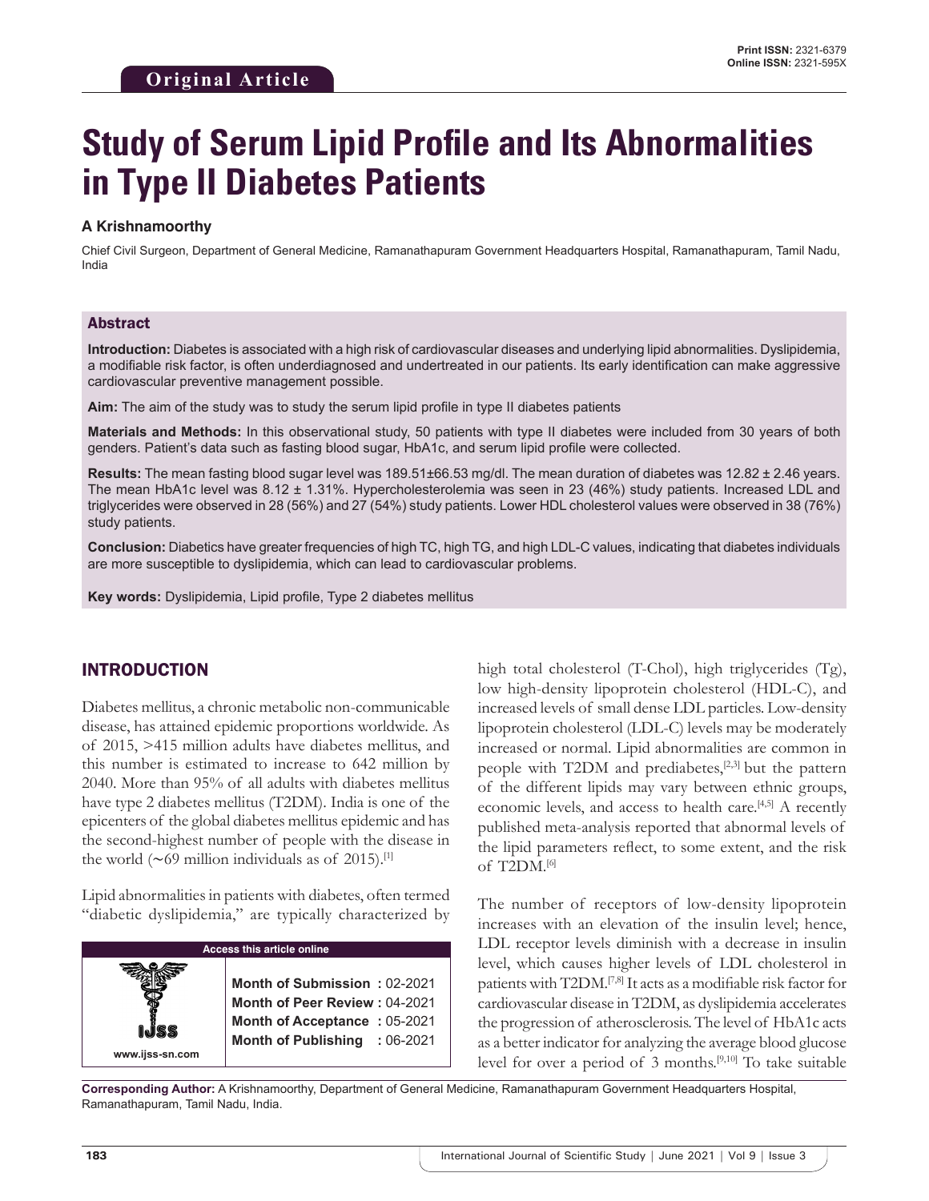Original Article

# Study of Serum Lipid Profile and Its Abnormalities in Type II Diabetes Patients

**A Krishnamoorthy**

Chief Civil Surgeon, Department of General Medicine, Ramanathapuram Government Headquarters Hospital, Ramanathapuram, Tamil Nadu, India

## Abstract

**Introduction:** Diabetes is associated with a high risk of cardiovascular diseases and underlying lipid abnormalities. Dyslipidemia, a modifiable risk factor, is often underdiagnosed and undertreated in our patients. Its early identification can make aggressive cardiovascular preventive management possible.

**Aim:** The aim of the study was to study the serum lipid profile in type II diabetes patients

**Materials and Methods:** In this observational study, 50 patients with type II diabetes were included from 30 years of both genders. Patient's data such as fasting blood sugar, HbA1c, and serum lipid profile were collected.

**Results:** The mean fasting blood sugar level was 189.51±66.53 mg/dl. The mean duration of diabetes was 12.82 ± 2.46 years. The mean HbA1c level was 8.12 ± 1.31%. Hypercholesterolemia was seen in 23 (46%) study patients. Increased LDL and triglycerides were observed in 28 (56%) and 27 (54%) study patients. Lower HDL cholesterol values were observed in 38 (76%) study patients.

**Conclusion:** Diabetics have greater frequencies of high TC, high TG, and high LDL-C values, indicating that diabetes individuals are more susceptible to dyslipidemia, which can lead to cardiovascular problems.

**Key words:** Dyslipidemia, Lipid profile, Type 2 diabetes mellitus

## INTRODUCTION

Diabetes mellitus, a chronic metabolic non-communicable disease, has attained epidemic proportions worldwide. As of 2015, >415 million adults have diabetes mellitus, and this number is estimated to increase to 642 million by 2040. More than 95% of all adults with diabetes mellitus have type 2 diabetes mellitus (T2DM). India is one of the epicenters of the global diabetes mellitus epidemic and has the second-highest number of people with the disease in the world (~69 million individuals as of 2015).[1]

Lipid abnormalities in patients with diabetes, often termed "diabetic dyslipidemia," are typically characterized by high total cholesterol (T-Chol), high triglycerides (Tg), low high-density lipoprotein cholesterol (HDL-C), and increased levels of small dense LDL particles. Low-density lipoprotein cholesterol (LDL-C) levels may be moderately increased or normal. Lipid abnormalities are common in people with T2DM and prediabetes,[2,3] but the pattern of the different lipids may vary between ethnic groups, economic levels, and access to health care.[4,5] A recently published meta-analysis reported that abnormal levels of the lipid parameters reflect, to some extent, and the risk of T2DM.[6]

The number of receptors of low-density lipoprotein increases with an elevation of the insulin level; hence, LDL receptor levels diminish with a decrease in insulin level, which causes higher levels of LDL cholesterol in patients with T2DM.[7,8] It acts as a modifiable risk factor for cardiovascular disease in T2DM, as dyslipidemia accelerates the progression of atherosclerosis. The level of HbA1c acts as a better indicator for analyzing the average blood glucose level for over a period of 3 months.[9,10] To take suitable

| Access this article online | |
|---|---|
| www.ijss-sn.com | **Month of Submission :** 02-2021<br>**Month of Peer Review :** 04-2021<br>**Month of Acceptance :** 05-2021<br>**Month of Publishing :** 06-2021 |

**Corresponding Author:** A Krishnamoorthy, Department of General Medicine, Ramanathapuram Government Headquarters Hospital, Ramanathapuram, Tamil Nadu, India.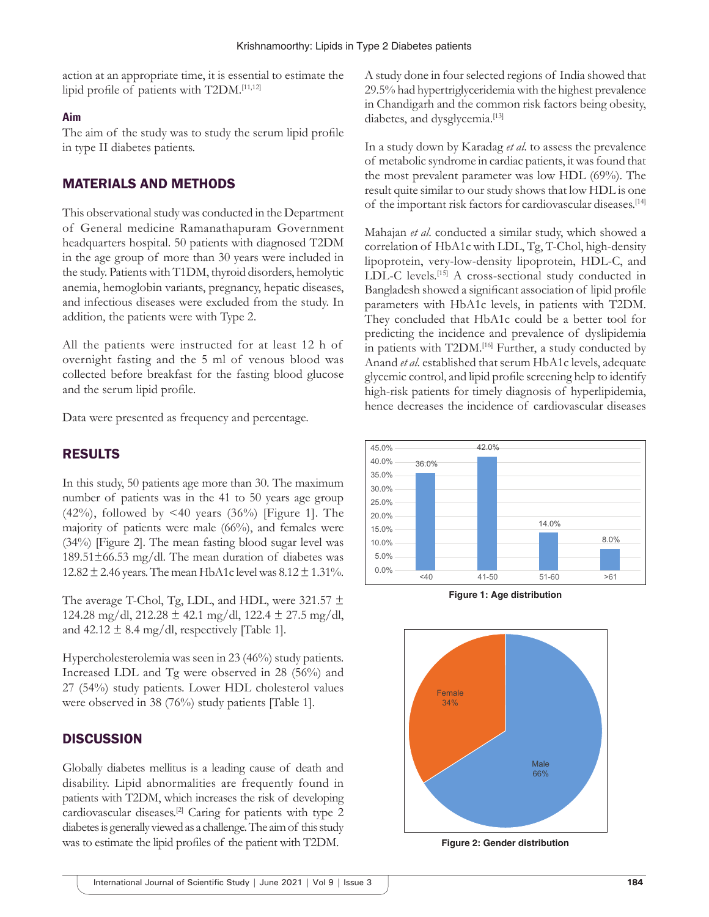action at an appropriate time, it is essential to estimate the lipid profile of patients with T2DM.[11,12]

### Aim

The aim of the study was to study the serum lipid profile in type II diabetes patients.

## MATERIALS AND METHODS

This observational study was conducted in the Department of General medicine Ramanathapuram Government headquarters hospital. 50 patients with diagnosed T2DM in the age group of more than 30 years were included in the study. Patients with T1DM, thyroid disorders, hemolytic anemia, hemoglobin variants, pregnancy, hepatic diseases, and infectious diseases were excluded from the study. In addition, the patients were with Type 2.

All the patients were instructed for at least 12 h of overnight fasting and the 5 ml of venous blood was collected before breakfast for the fasting blood glucose and the serum lipid profile.

Data were presented as frequency and percentage.

## RESULTS

In this study, 50 patients age more than 30. The maximum number of patients was in the 41 to 50 years age group (42%), followed by <40 years (36%) [Figure 1]. The majority of patients were male (66%), and females were (34%) [Figure 2]. The mean fasting blood sugar level was 189.51±66.53 mg/dl. The mean duration of diabetes was 12.82 ± 2.46 years. The mean HbA1c level was 8.12 ± 1.31%.

The average T-Chol, Tg, LDL, and HDL, were 321.57 ± 124.28 mg/dl, 212.28 ± 42.1 mg/dl, 122.4 ± 27.5 mg/dl, and 42.12 ± 8.4 mg/dl, respectively [Table 1].

Hypercholesterolemia was seen in 23 (46%) study patients. Increased LDL and Tg were observed in 28 (56%) and 27 (54%) study patients. Lower HDL cholesterol values were observed in 38 (76%) study patients [Table 1].

## DISCUSSION

Globally diabetes mellitus is a leading cause of death and disability. Lipid abnormalities are frequently found in patients with T2DM, which increases the risk of developing cardiovascular diseases.[2] Caring for patients with type 2 diabetes is generally viewed as a challenge. The aim of this study was to estimate the lipid profiles of the patient with T2DM.

A study done in four selected regions of India showed that 29.5% had hypertriglyceridemia with the highest prevalence in Chandigarh and the common risk factors being obesity, diabetes, and dysglycemia.[13]

In a study down by Karadag *et al.* to assess the prevalence of metabolic syndrome in cardiac patients, it was found that the most prevalent parameter was low HDL (69%). The result quite similar to our study shows that low HDL is one of the important risk factors for cardiovascular diseases.[14]

Mahajan *et al.* conducted a similar study, which showed a correlation of HbA1c with LDL, Tg, T-Chol, high-density lipoprotein, very-low-density lipoprotein, HDL-C, and LDL-C levels.[15] A cross-sectional study conducted in Bangladesh showed a significant association of lipid profile parameters with HbA1c levels, in patients with T2DM. They concluded that HbA1c could be a better tool for predicting the incidence and prevalence of dyslipidemia in patients with T2DM.[16] Further, a study conducted by Anand *et al.* established that serum HbA1c levels, adequate glycemic control, and lipid profile screening help to identify high-risk patients for timely diagnosis of hyperlipidemia, hence decreases the incidence of cardiovascular diseases

**Figure 1: Age distribution**

**Figure 2: Gender distribution**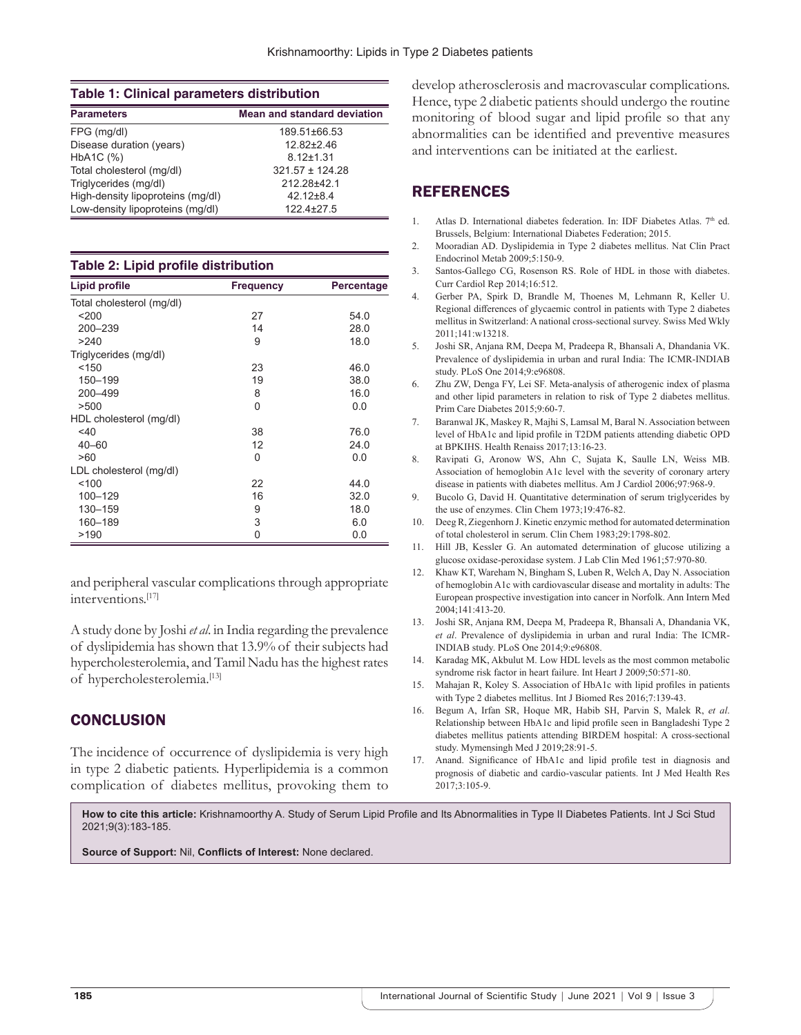**Table 1: Clinical parameters distribution**

| Parameters | Mean and standard deviation |
|---|---|
| FPG (mg/dl) | 189.51±66.53 |
| Disease duration (years) | 12.82±2.46 |
| HbA1C (%) | 8.12±1.31 |
| Total cholesterol (mg/dl) | 321.57 ± 124.28 |
| Triglycerides (mg/dl) | 212.28±42.1 |
| High-density lipoproteins (mg/dl) | 42.12±8.4 |
| Low-density lipoproteins (mg/dl) | 122.4±27.5 |

**Table 2: Lipid profile distribution**

| Lipid profile | Frequency | Percentage |
|---|---|---|
| Total cholesterol (mg/dl) | | |
| <200 | 27 | 54.0 |
| 200–239 | 14 | 28.0 |
| >240 | 9 | 18.0 |
| Triglycerides (mg/dl) | | |
| <150 | 23 | 46.0 |
| 150–199 | 19 | 38.0 |
| 200–499 | 8 | 16.0 |
| >500 | 0 | 0.0 |
| HDL cholesterol (mg/dl) | | |
| <40 | 38 | 76.0 |
| 40–60 | 12 | 24.0 |
| >60 | 0 | 0.0 |
| LDL cholesterol (mg/dl) | | |
| <100 | 22 | 44.0 |
| 100–129 | 16 | 32.0 |
| 130–159 | 9 | 18.0 |
| 160–189 | 3 | 6.0 |
| >190 | 0 | 0.0 |

and peripheral vascular complications through appropriate interventions.[17]

A study done by Joshi *et al*. in India regarding the prevalence of dyslipidemia has shown that 13.9% of their subjects had hypercholesterolemia, and Tamil Nadu has the highest rates of hypercholesterolemia.[13]

## CONCLUSION

The incidence of occurrence of dyslipidemia is very high in type 2 diabetic patients. Hyperlipidemia is a common complication of diabetes mellitus, provoking them to develop atherosclerosis and macrovascular complications. Hence, type 2 diabetic patients should undergo the routine monitoring of blood sugar and lipid profile so that any abnormalities can be identified and preventive measures and interventions can be initiated at the earliest.

## REFERENCES

1. Atlas D. International diabetes federation. In: IDF Diabetes Atlas. 7th ed. Brussels, Belgium: International Diabetes Federation; 2015.
2. Mooradian AD. Dyslipidemia in Type 2 diabetes mellitus. Nat Clin Pract Endocrinol Metab 2009;5:150-9.
3. Santos-Gallego CG, Rosenson RS. Role of HDL in those with diabetes. Curr Cardiol Rep 2014;16:512.
4. Gerber PA, Spirk D, Brandle M, Thoenes M, Lehmann R, Keller U. Regional differences of glycaemic control in patients with Type 2 diabetes mellitus in Switzerland: A national cross-sectional survey. Swiss Med Wkly 2011;141:w13218.
5. Joshi SR, Anjana RM, Deepa M, Pradeepa R, Bhansali A, Dhandania VK. Prevalence of dyslipidemia in urban and rural India: The ICMR-INDIAB study. PLoS One 2014;9:e96808.
6. Zhu ZW, Denga FY, Lei SF. Meta-analysis of atherogenic index of plasma and other lipid parameters in relation to risk of Type 2 diabetes mellitus. Prim Care Diabetes 2015;9:60-7.
7. Baranwal JK, Maskey R, Majhi S, Lamsal M, Baral N. Association between level of HbA1c and lipid profile in T2DM patients attending diabetic OPD at BPKIHS. Health Renaiss 2017;13:16-23.
8. Ravipati G, Aronow WS, Ahn C, Sujata K, Saulle LN, Weiss MB. Association of hemoglobin A1c level with the severity of coronary artery disease in patients with diabetes mellitus. Am J Cardiol 2006;97:968-9.
9. Bucolo G, David H. Quantitative determination of serum triglycerides by the use of enzymes. Clin Chem 1973;19:476-82.
10. Deeg R, Ziegenhorn J. Kinetic enzymic method for automated determination of total cholesterol in serum. Clin Chem 1983;29:1798-802.
11. Hill JB, Kessler G. An automated determination of glucose utilizing a glucose oxidase-peroxidase system. J Lab Clin Med 1961;57:970-80.
12. Khaw KT, Wareham N, Bingham S, Luben R, Welch A, Day N. Association of hemoglobin A1c with cardiovascular disease and mortality in adults: The European prospective investigation into cancer in Norfolk. Ann Intern Med 2004;141:413-20.
13. Joshi SR, Anjana RM, Deepa M, Pradeepa R, Bhansali A, Dhandania VK, *et al*. Prevalence of dyslipidemia in urban and rural India: The ICMR-INDIAB study. PLoS One 2014;9:e96808.
14. Karadag MK, Akbulut M. Low HDL levels as the most common metabolic syndrome risk factor in heart failure. Int Heart J 2009;50:571-80.
15. Mahajan R, Koley S. Association of HbA1c with lipid profiles in patients with Type 2 diabetes mellitus. Int J Biomed Res 2016;7:139-43.
16. Begum A, Irfan SR, Hoque MR, Habib SH, Parvin S, Malek R, *et al*. Relationship between HbA1c and lipid profile seen in Bangladeshi Type 2 diabetes mellitus patients attending BIRDEM hospital: A cross-sectional study. Mymensingh Med J 2019;28:91-5.
17. Anand. Significance of HbA1c and lipid profile test in diagnosis and prognosis of diabetic and cardio-vascular patients. Int J Med Health Res 2017;3:105-9.

**How to cite this article:** Krishnamoorthy A. Study of Serum Lipid Profile and Its Abnormalities in Type II Diabetes Patients. Int J Sci Stud 2021;9(3):183-185.

**Source of Support:** Nil, **Conflicts of Interest:** None declared.